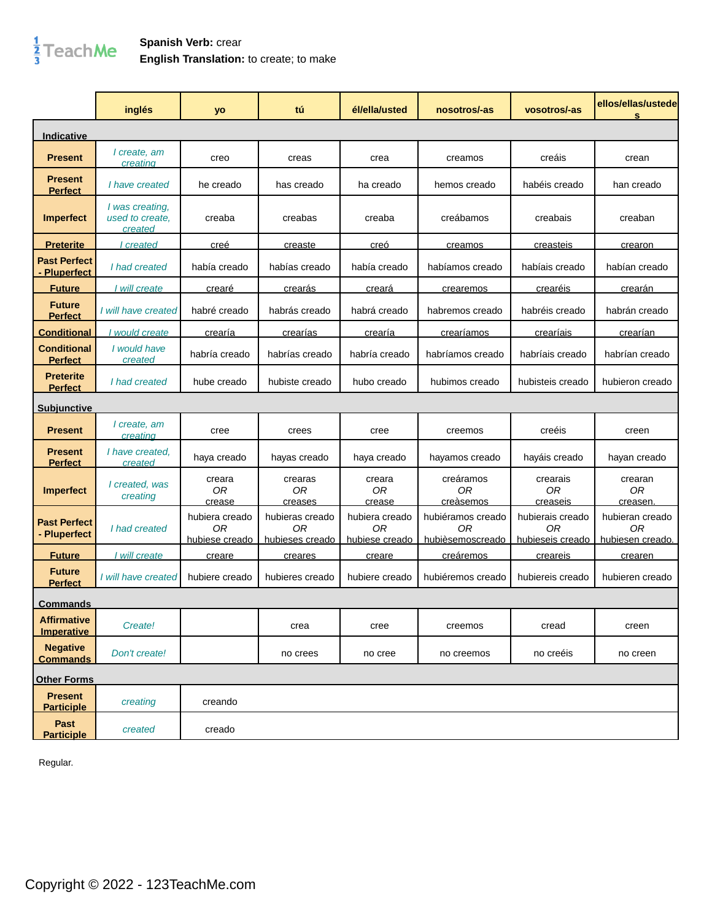**Spanish Verb:** crear
**English Translation:** to create; to make

| | inglés | yo | tú | él/ella/usted | nosotros/-as | vosotros/-as | ellos/ellas/ustedes |
|---|---|---|---|---|---|---|---|
| **Indicative** | | | | | | | |
| **Present** | *I create, am creating* | creo | creas | crea | creamos | creáis | crean |
| **Present Perfect** | *I have created* | he creado | has creado | ha creado | hemos creado | habéis creado | han creado |
| **Imperfect** | *I was creating, used to create, created* | creaba | creabas | creaba | creábamos | creabais | creaban |
| **Preterite** | *I created* | creé | creaste | creó | creamos | creasteis | crearon |
| **Past Perfect - Pluperfect** | *I had created* | había creado | habías creado | había creado | habíamos creado | habíais creado | habían creado |
| **Future** | *I will create* | crearé | crearás | creará | crearemos | crearéis | crearán |
| **Future Perfect** | *I will have created* | habré creado | habrás creado | habrá creado | habremos creado | habréis creado | habrán creado |
| **Conditional** | *I would create* | crearía | crearías | crearía | crearíamos | crearíais | crearían |
| **Conditional Perfect** | *I would have created* | habría creado | habrías creado | habría creado | habríamos creado | habríais creado | habrían creado |
| **Preterite Perfect** | *I had created* | hube creado | hubiste creado | hubo creado | hubimos creado | hubisteis creado | hubieron creado |
| **Subjunctive** | | | | | | | |
| **Present** | *I create, am creating* | cree | crees | cree | creemos | creéis | creen |
| **Present Perfect** | *I have created, created* | haya creado | hayas creado | haya creado | hayamos creado | hayáis creado | hayan creado |
| **Imperfect** | *I created, was creating* | creara *OR* crease | crearas *OR* creases | creara *OR* crease | creáramos *OR* creàsemos | crearais *OR* creaseis | crearan *OR* creasen. |
| **Past Perfect - Pluperfect** | *I had created* | hubiera creado *OR* hubiese creado | hubieras creado *OR* hubieses creado | hubiera creado *OR* hubiese creado | hubiéramos creado *OR* hubièsemoscreado | hubierais creado *OR* hubieseis creado | hubieran creado *OR* hubiesen creado. |
| **Future** | *I will create* | creare | creares | creare | creáremos | creareis | crearen |
| **Future Perfect** | *I will have created* | hubiere creado | hubieres creado | hubiere creado | hubiéremos creado | hubiereis creado | hubieren creado |
| **Commands** | | | | | | | |
| **Affirmative Imperative** | *Create!* | | crea | cree | creemos | cread | creen |
| **Negative Commands** | *Don't create!* | | no crees | no cree | no creemos | no creéis | no creen |
| **Other Forms** | | | | | | | |
| **Present Participle** | *creating* | creando | | | | | |
| **Past Participle** | *created* | creado | | | | | |

Regular.

Copyright © 2022 - 123TeachMe.com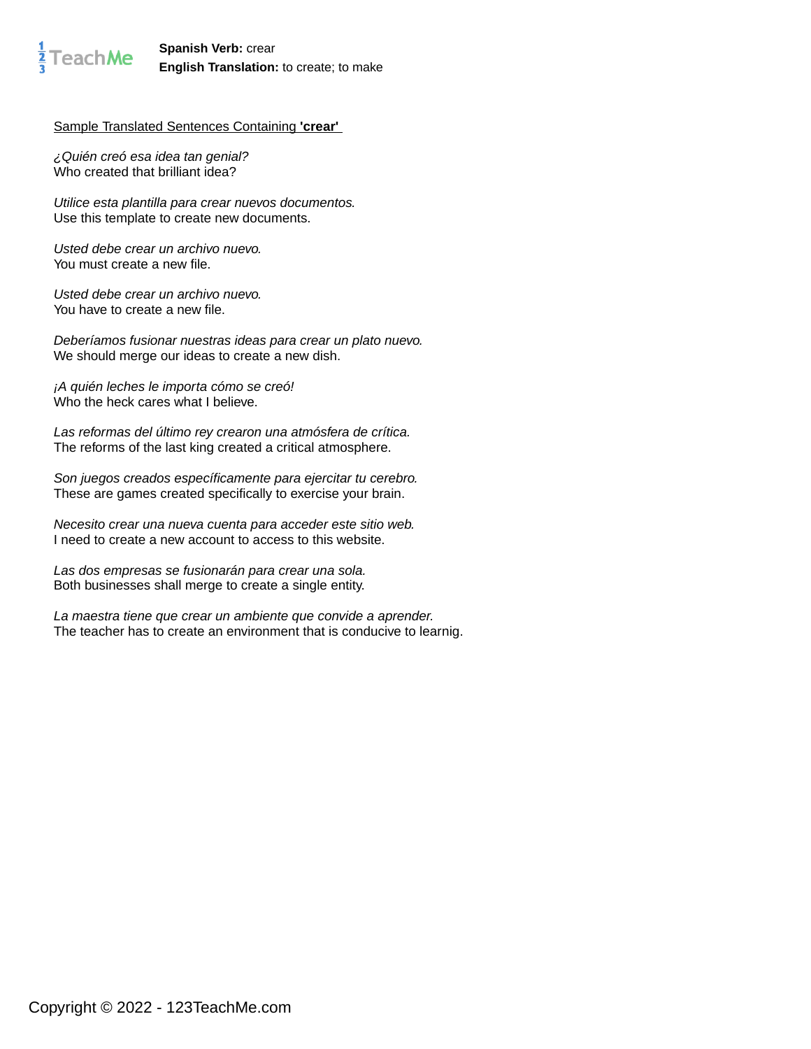**Spanish Verb:** crear
**English Translation:** to create; to make

<u>Sample Translated Sentences Containing **'crear'**</u>

*¿Quién creó esa idea tan genial?*
Who created that brilliant idea?

*Utilice esta plantilla para crear nuevos documentos.*
Use this template to create new documents.

*Usted debe crear un archivo nuevo.*
You must create a new file.

*Usted debe crear un archivo nuevo.*
You have to create a new file.

*Deberíamos fusionar nuestras ideas para crear un plato nuevo.*
We should merge our ideas to create a new dish.

*¡A quién leches le importa cómo se creó!*
Who the heck cares what I believe.

*Las reformas del último rey crearon una atmósfera de crítica.*
The reforms of the last king created a critical atmosphere.

*Son juegos creados específicamente para ejercitar tu cerebro.*
These are games created specifically to exercise your brain.

*Necesito crear una nueva cuenta para acceder este sitio web.*
I need to create a new account to access to this website.

*Las dos empresas se fusionarán para crear una sola.*
Both businesses shall merge to create a single entity.

*La maestra tiene que crear un ambiente que convide a aprender.*
The teacher has to create an environment that is conducive to learnig.

Copyright © 2022 - 123TeachMe.com